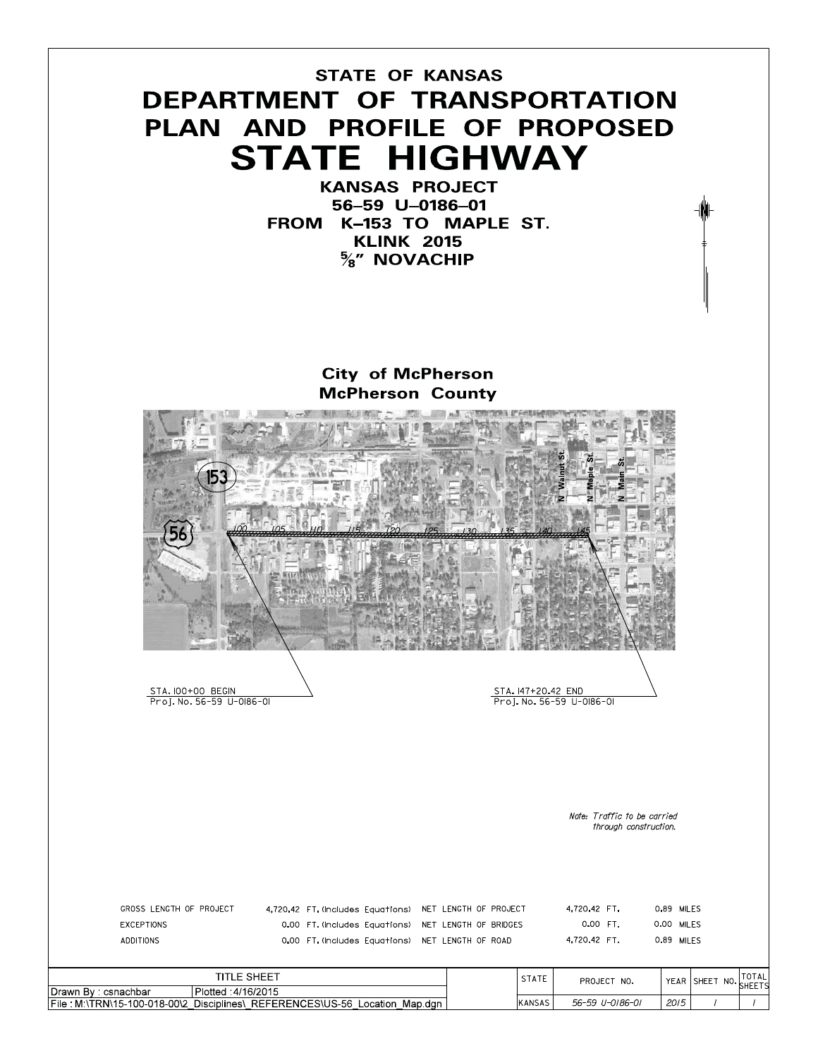# STATE OF KANSAS

# DEPARTMENT OF TRANSPORTATION

# PLAN AND PROFILE OF PROPOSED

# STATE HIGHWAY

## KANSAS PROJECT
## 56-59 U-0186-01
## FROM K-153 TO MAPLE ST.
## KLINK 2015
## 5/8" NOVACHIP

### City of McPherson
### McPherson County

153

56

N Walnut St.  N Maple St.  N Main St.

100 105 110 115 120 125 130 135 140 145

STA. 100+00 BEGIN
Proj. No. 56-59 U-0186-01

STA. 147+20.42 END
Proj. No. 56-59 U-0186-01

*Note: Traffic to be carried through construction.*

| | | | | | |
|---|---|---|---|---|---|
| GROSS LENGTH OF PROJECT | 4,720.42 FT. (Includes Equations) | NET LENGTH OF PROJECT | 4,720.42 FT. | 0.89 MILES |
| EXCEPTIONS | 0.00 FT. (Includes Equations) | NET LENGTH OF BRIDGES | 0.00 FT. | 0.00 MILES |
| ADDITIONS | 0.00 FT. (Includes Equations) | NET LENGTH OF ROAD | 4,720.42 FT. | 0.89 MILES |

| TITLE SHEET | | STATE | PROJECT NO. | YEAR | SHEET NO. | TOTAL SHEETS |
|---|---|---|---|---|---|---|
| Drawn By : csnachbar | Plotted : 4/16/2015 | KANSAS | 56-59 U-0186-01 | 2015 | 1 | 1 |
| File : M:\TRN\15-100-018-00\2_Disciplines\_REFERENCES\US-56_Location_Map.dgn | | | | | | |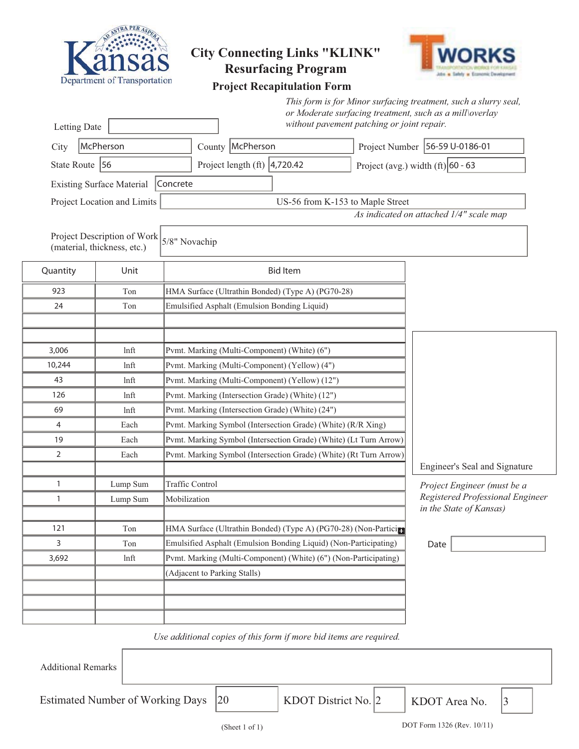Kansas Department of Transportation

# City Connecting Links "KLINK" Resurfacing Program

## Project Recapitulation Form

T WORKS — Transportation Works for Kansas — Jobs • Safety • Economic Development

*This form is for Minor surfacing treatment, such a slurry seal, or Moderate surfacing treatment, such as a mill\overlay without pavement patching or joint repair.*

Letting Date:

City: McPherson

County: McPherson

Project Number: 56-59 U-0186-01

State Route: 56

Project length (ft): 4,720.42

Project (avg.) width (ft): 60 - 63

Existing Surface Material: Concrete

Project Location and Limits: US-56 from K-153 to Maple Street

*As indicated on attached 1/4" scale map*

Project Description of Work (material, thickness, etc.): 5/8" Novachip

| Quantity | Unit | Bid Item |
|---|---|---|
| 923 | Ton | HMA Surface (Ultrathin Bonded) (Type A) (PG70-28) |
| 24 | Ton | Emulsified Asphalt (Emulsion Bonding Liquid) |
| | | |
| | | |
| 3,006 | lnft | Pvmt. Marking (Multi-Component) (White) (6") |
| 10,244 | lnft | Pvmt. Marking (Multi-Component) (Yellow) (4") |
| 43 | lnft | Pvmt. Marking (Multi-Component) (Yellow) (12") |
| 126 | lnft | Pvmt. Marking (Intersection Grade) (White) (12") |
| 69 | lnft | Pvmt. Marking (Intersection Grade) (White) (24") |
| 4 | Each | Pvmt. Marking Symbol (Intersection Grade) (White) (R/R Xing) |
| 19 | Each | Pvmt. Marking Symbol (Intersection Grade) (White) (Lt Turn Arrow) |
| 2 | Each | Pvmt. Marking Symbol (Intersection Grade) (White) (Rt Turn Arrow) |
| | | |
| 1 | Lump Sum | Traffic Control |
| 1 | Lump Sum | Mobilization |
| | | |
| 121 | Ton | HMA Surface (Ultrathin Bonded) (Type A) (PG70-28) (Non-Partici |
| 3 | Ton | Emulsified Asphalt (Emulsion Bonding Liquid) (Non-Participating) |
| 3,692 | lnft | Pvmt. Marking (Multi-Component) (White) (6") (Non-Participating) |
| | | (Adjacent to Parking Stalls) |
| | | |
| | | |
| | | |

Engineer's Seal and Signature

*Project Engineer (must be a Registered Professional Engineer in the State of Kansas)*

Date:

*Use additional copies of this form if more bid items are required.*

Additional Remarks:

Estimated Number of Working Days: 20

KDOT District No.: 2

KDOT Area No.: 3

(Sheet 1 of 1)

DOT Form 1326 (Rev. 10/11)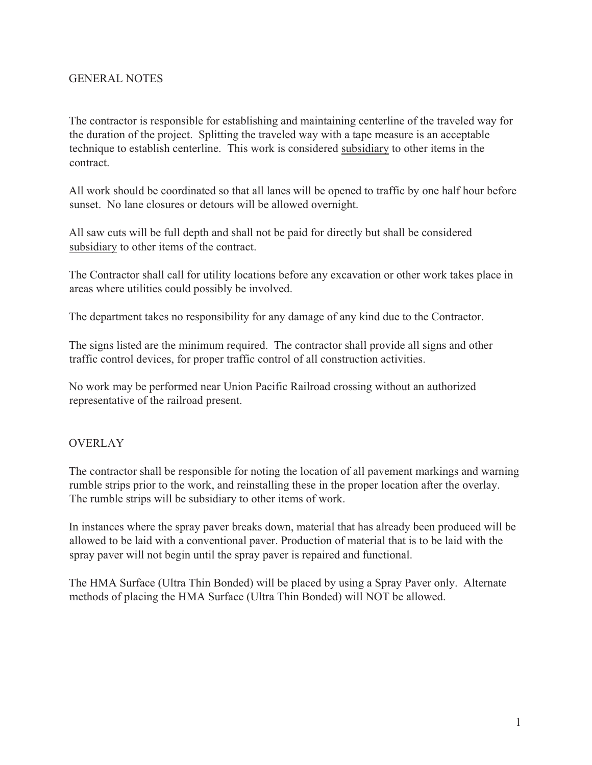## GENERAL NOTES

The contractor is responsible for establishing and maintaining centerline of the traveled way for the duration of the project. Splitting the traveled way with a tape measure is an acceptable technique to establish centerline. This work is considered <u>subsidiary</u> to other items in the contract.

All work should be coordinated so that all lanes will be opened to traffic by one half hour before sunset. No lane closures or detours will be allowed overnight.

All saw cuts will be full depth and shall not be paid for directly but shall be considered <u>subsidiary</u> to other items of the contract.

The Contractor shall call for utility locations before any excavation or other work takes place in areas where utilities could possibly be involved.

The department takes no responsibility for any damage of any kind due to the Contractor.

The signs listed are the minimum required. The contractor shall provide all signs and other traffic control devices, for proper traffic control of all construction activities.

No work may be performed near Union Pacific Railroad crossing without an authorized representative of the railroad present.

## OVERLAY

The contractor shall be responsible for noting the location of all pavement markings and warning rumble strips prior to the work, and reinstalling these in the proper location after the overlay. The rumble strips will be subsidiary to other items of work.

In instances where the spray paver breaks down, material that has already been produced will be allowed to be laid with a conventional paver. Production of material that is to be laid with the spray paver will not begin until the spray paver is repaired and functional.

The HMA Surface (Ultra Thin Bonded) will be placed by using a Spray Paver only. Alternate methods of placing the HMA Surface (Ultra Thin Bonded) will NOT be allowed.